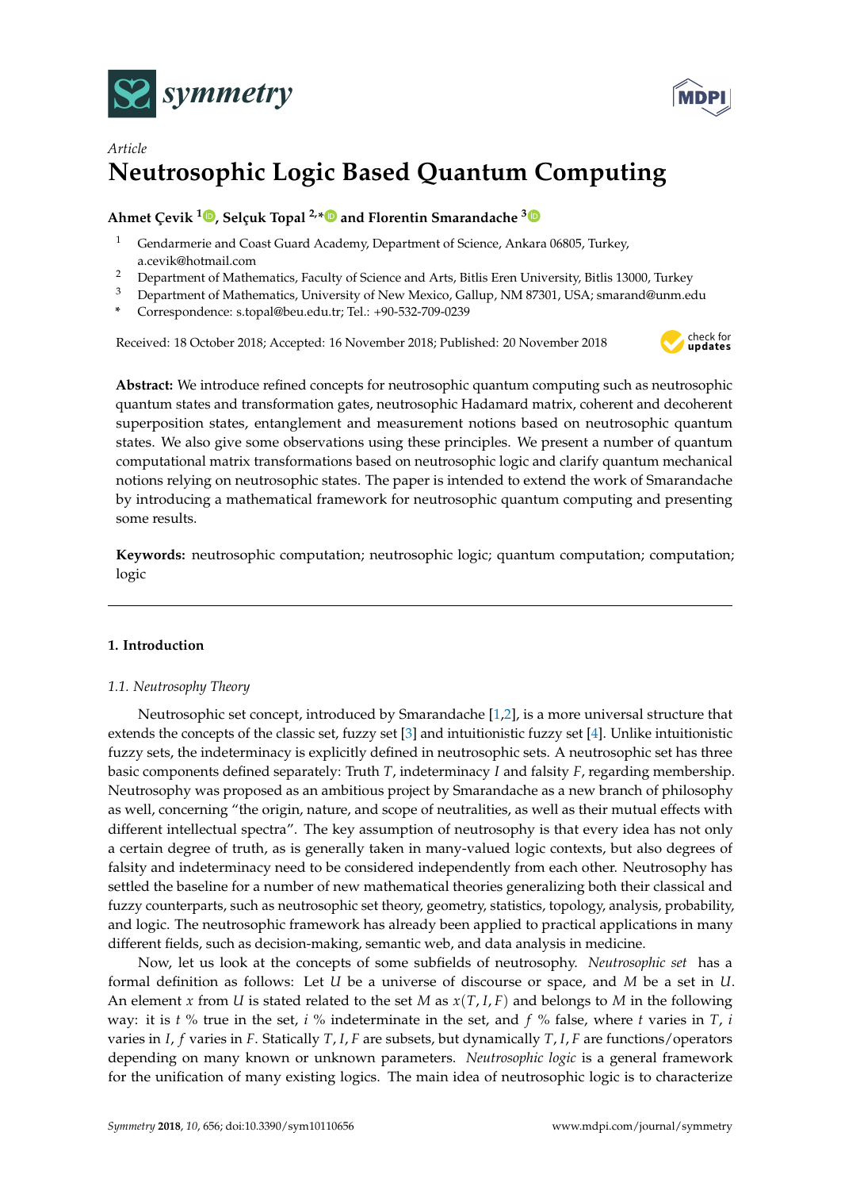*Article*

# Neutrosophic Logic Based Quantum Computing

**Ahmet Çevik [1], Selçuk Topal [2,*] and Florentin Smarandache [3]**

1. Gendarmerie and Coast Guard Academy, Department of Science, Ankara 06805, Turkey, a.cevik@hotmail.com
2. Department of Mathematics, Faculty of Science and Arts, Bitlis Eren University, Bitlis 13000, Turkey
3. Department of Mathematics, University of New Mexico, Gallup, NM 87301, USA; smarand@unm.edu

\* Correspondence: s.topal@beu.edu.tr; Tel.: +90-532-709-0239

Received: 18 October 2018; Accepted: 16 November 2018; Published: 20 November 2018

**Abstract:** We introduce refined concepts for neutrosophic quantum computing such as neutrosophic quantum states and transformation gates, neutrosophic Hadamard matrix, coherent and decoherent superposition states, entanglement and measurement notions based on neutrosophic quantum states. We also give some observations using these principles. We present a number of quantum computational matrix transformations based on neutrosophic logic and clarify quantum mechanical notions relying on neutrosophic states. The paper is intended to extend the work of Smarandache by introducing a mathematical framework for neutrosophic quantum computing and presenting some results.

**Keywords:** neutrosophic computation; neutrosophic logic; quantum computation; computation; logic

## 1. Introduction

### 1.1. Neutrosophy Theory

Neutrosophic set concept, introduced by Smarandache [1,2], is a more universal structure that extends the concepts of the classic set, fuzzy set [3] and intuitionistic fuzzy set [4]. Unlike intuitionistic fuzzy sets, the indeterminacy is explicitly defined in neutrosophic sets. A neutrosophic set has three basic components defined separately: Truth $T$, indeterminacy $I$ and falsity $F$, regarding membership. Neutrosophy was proposed as an ambitious project by Smarandache as a new branch of philosophy as well, concerning "the origin, nature, and scope of neutralities, as well as their mutual effects with different intellectual spectra". The key assumption of neutrosophy is that every idea has not only a certain degree of truth, as is generally taken in many-valued logic contexts, but also degrees of falsity and indeterminacy need to be considered independently from each other. Neutrosophy has settled the baseline for a number of new mathematical theories generalizing both their classical and fuzzy counterparts, such as neutrosophic set theory, geometry, statistics, topology, analysis, probability, and logic. The neutrosophic framework has already been applied to practical applications in many different fields, such as decision-making, semantic web, and data analysis in medicine.

Now, let us look at the concepts of some subfields of neutrosophy. *Neutrosophic set* has a formal definition as follows: Let $U$ be a universe of discourse or space, and $M$ be a set in $U$. An element $x$ from $U$ is stated related to the set $M$ as $x(T, I, F)$ and belongs to $M$ in the following way: it is $t$ % true in the set, $i$ % indeterminate in the set, and $f$ % false, where $t$ varies in $T$, $i$ varies in $I$, $f$ varies in $F$. Statically $T, I, F$ are subsets, but dynamically $T, I, F$ are functions/operators depending on many known or unknown parameters. *Neutrosophic logic* is a general framework for the unification of many existing logics. The main idea of neutrosophic logic is to characterize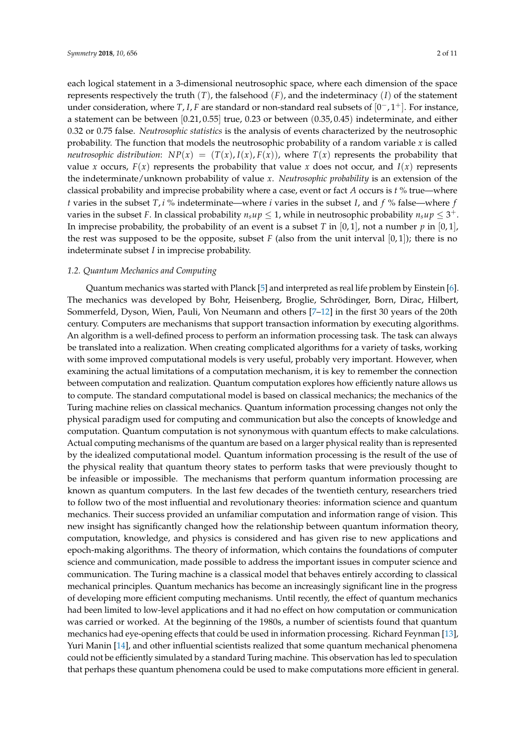each logical statement in a 3-dimensional neutrosophic space, where each dimension of the space represents respectively the truth $(T)$, the falsehood $(F)$, and the indeterminacy $(I)$ of the statement under consideration, where $T, I, F$ are standard or non-standard real subsets of $[0^-, 1^+]$. For instance, a statement can be between $[0.21, 0.55]$ true, 0.23 or between $(0.35, 0.45)$ indeterminate, and either 0.32 or 0.75 false. *Neutrosophic statistics* is the analysis of events characterized by the neutrosophic probability. The function that models the neutrosophic probability of a random variable $x$ is called *neutrosophic distribution*: $NP(x) = (T(x), I(x), F(x))$, where $T(x)$ represents the probability that value $x$ occurs, $F(x)$ represents the probability that value $x$ does not occur, and $I(x)$ represents the indeterminate/unknown probability of value $x$. *Neutrosophic probability* is an extension of the classical probability and imprecise probability where a case, event or fact $A$ occurs is $t$ % true—where $t$ varies in the subset $T$, $i$ % indeterminate—where $i$ varies in the subset $I$, and $f$ % false—where $f$ varies in the subset $F$. In classical probability $n_s up \leq 1$, while in neutrosophic probability $n_s up \leq 3^+$. In imprecise probability, the probability of an event is a subset $T$ in $[0, 1]$, not a number $p$ in $[0, 1]$, the rest was supposed to be the opposite, subset $F$ (also from the unit interval $[0, 1]$); there is no indeterminate subset $I$ in imprecise probability.

### 1.2. Quantum Mechanics and Computing

Quantum mechanics was started with Planck [5] and interpreted as real life problem by Einstein [6]. The mechanics was developed by Bohr, Heisenberg, Broglie, Schrödinger, Born, Dirac, Hilbert, Sommerfeld, Dyson, Wien, Pauli, Von Neumann and others [7–12] in the first 30 years of the 20th century. Computers are mechanisms that support transaction information by executing algorithms. An algorithm is a well-defined process to perform an information processing task. The task can always be translated into a realization. When creating complicated algorithms for a variety of tasks, working with some improved computational models is very useful, probably very important. However, when examining the actual limitations of a computation mechanism, it is key to remember the connection between computation and realization. Quantum computation explores how efficiently nature allows us to compute. The standard computational model is based on classical mechanics; the mechanics of the Turing machine relies on classical mechanics. Quantum information processing changes not only the physical paradigm used for computing and communication but also the concepts of knowledge and computation. Quantum computation is not synonymous with quantum effects to make calculations. Actual computing mechanisms of the quantum are based on a larger physical reality than is represented by the idealized computational model. Quantum information processing is the result of the use of the physical reality that quantum theory states to perform tasks that were previously thought to be infeasible or impossible. The mechanisms that perform quantum information processing are known as quantum computers. In the last few decades of the twentieth century, researchers tried to follow two of the most influential and revolutionary theories: information science and quantum mechanics. Their success provided an unfamiliar computation and information range of vision. This new insight has significantly changed how the relationship between quantum information theory, computation, knowledge, and physics is considered and has given rise to new applications and epoch-making algorithms. The theory of information, which contains the foundations of computer science and communication, made possible to address the important issues in computer science and communication. The Turing machine is a classical model that behaves entirely according to classical mechanical principles. Quantum mechanics has become an increasingly significant line in the progress of developing more efficient computing mechanisms. Until recently, the effect of quantum mechanics had been limited to low-level applications and it had no effect on how computation or communication was carried or worked. At the beginning of the 1980s, a number of scientists found that quantum mechanics had eye-opening effects that could be used in information processing. Richard Feynman [13], Yuri Manin [14], and other influential scientists realized that some quantum mechanical phenomena could not be efficiently simulated by a standard Turing machine. This observation has led to speculation that perhaps these quantum phenomena could be used to make computations more efficient in general.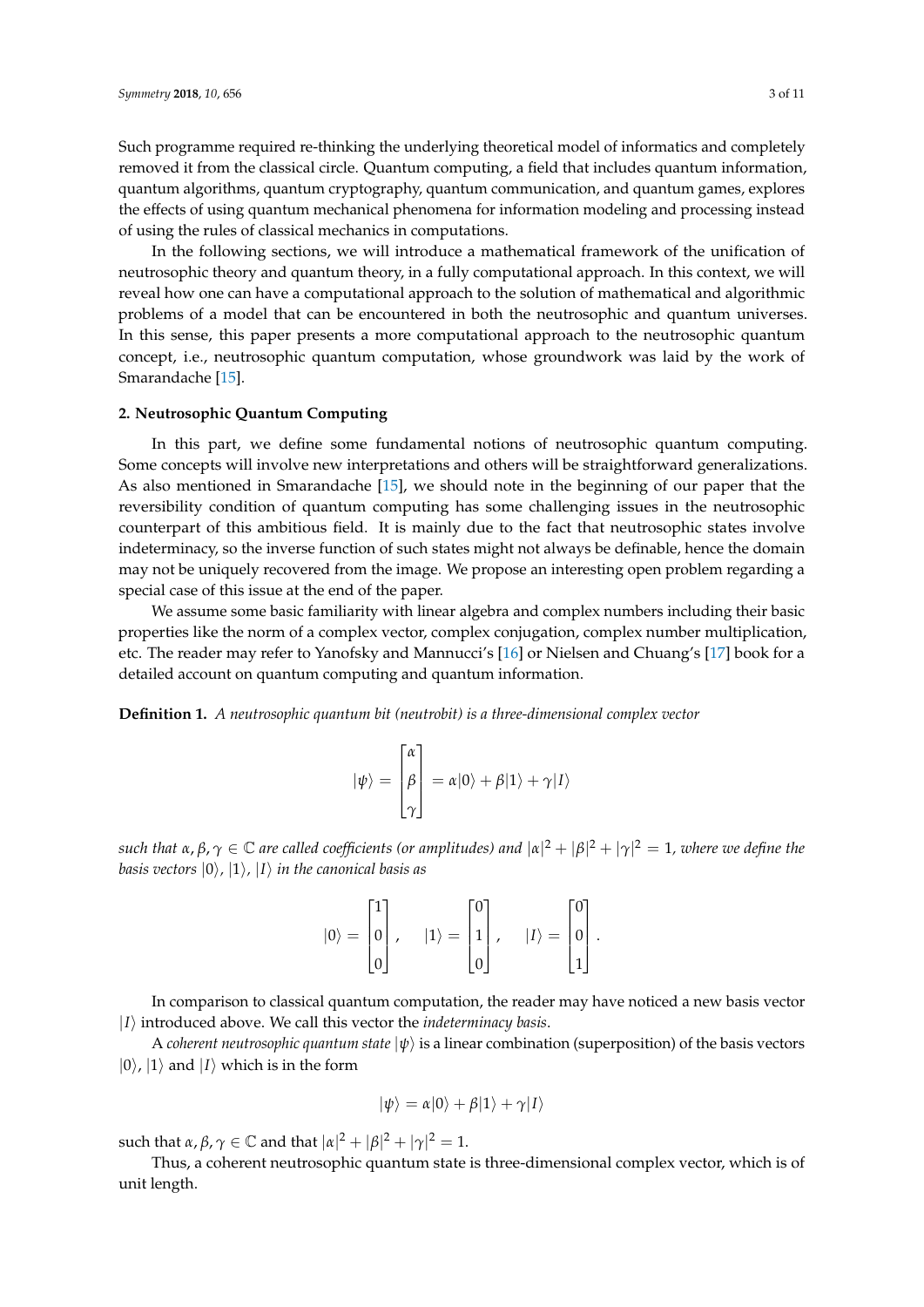Such programme required re-thinking the underlying theoretical model of informatics and completely removed it from the classical circle. Quantum computing, a field that includes quantum information, quantum algorithms, quantum cryptography, quantum communication, and quantum games, explores the effects of using quantum mechanical phenomena for information modeling and processing instead of using the rules of classical mechanics in computations.

In the following sections, we will introduce a mathematical framework of the unification of neutrosophic theory and quantum theory, in a fully computational approach. In this context, we will reveal how one can have a computational approach to the solution of mathematical and algorithmic problems of a model that can be encountered in both the neutrosophic and quantum universes. In this sense, this paper presents a more computational approach to the neutrosophic quantum concept, i.e., neutrosophic quantum computation, whose groundwork was laid by the work of Smarandache [15].

## 2. Neutrosophic Quantum Computing

In this part, we define some fundamental notions of neutrosophic quantum computing. Some concepts will involve new interpretations and others will be straightforward generalizations. As also mentioned in Smarandache [15], we should note in the beginning of our paper that the reversibility condition of quantum computing has some challenging issues in the neutrosophic counterpart of this ambitious field. It is mainly due to the fact that neutrosophic states involve indeterminacy, so the inverse function of such states might not always be definable, hence the domain may not be uniquely recovered from the image. We propose an interesting open problem regarding a special case of this issue at the end of the paper.

We assume some basic familiarity with linear algebra and complex numbers including their basic properties like the norm of a complex vector, complex conjugation, complex number multiplication, etc. The reader may refer to Yanofsky and Mannucci's [16] or Nielsen and Chuang's [17] book for a detailed account on quantum computing and quantum information.

**Definition 1.** *A neutrosophic quantum bit (neutrobit) is a three-dimensional complex vector*

$$|\psi\rangle = \begin{bmatrix} \alpha \\ \beta \\ \gamma \end{bmatrix} = \alpha|0\rangle + \beta|1\rangle + \gamma|I\rangle$$

*such that $\alpha, \beta, \gamma \in \mathbb{C}$ are called coefficients (or amplitudes) and $|\alpha|^2 + |\beta|^2 + |\gamma|^2 = 1$, where we define the basis vectors $|0\rangle$, $|1\rangle$, $|I\rangle$ in the canonical basis as*

$$|0\rangle = \begin{bmatrix} 1 \\ 0 \\ 0 \end{bmatrix}, \quad |1\rangle = \begin{bmatrix} 0 \\ 1 \\ 0 \end{bmatrix}, \quad |I\rangle = \begin{bmatrix} 0 \\ 0 \\ 1 \end{bmatrix}.$$

In comparison to classical quantum computation, the reader may have noticed a new basis vector $|I\rangle$ introduced above. We call this vector the *indeterminacy basis*.

A *coherent neutrosophic quantum state* $|\psi\rangle$ is a linear combination (superposition) of the basis vectors $|0\rangle$, $|1\rangle$ and $|I\rangle$ which is in the form

$$|\psi\rangle = \alpha|0\rangle + \beta|1\rangle + \gamma|I\rangle$$

such that $\alpha, \beta, \gamma \in \mathbb{C}$ and that $|\alpha|^2 + |\beta|^2 + |\gamma|^2 = 1$.

Thus, a coherent neutrosophic quantum state is three-dimensional complex vector, which is of unit length.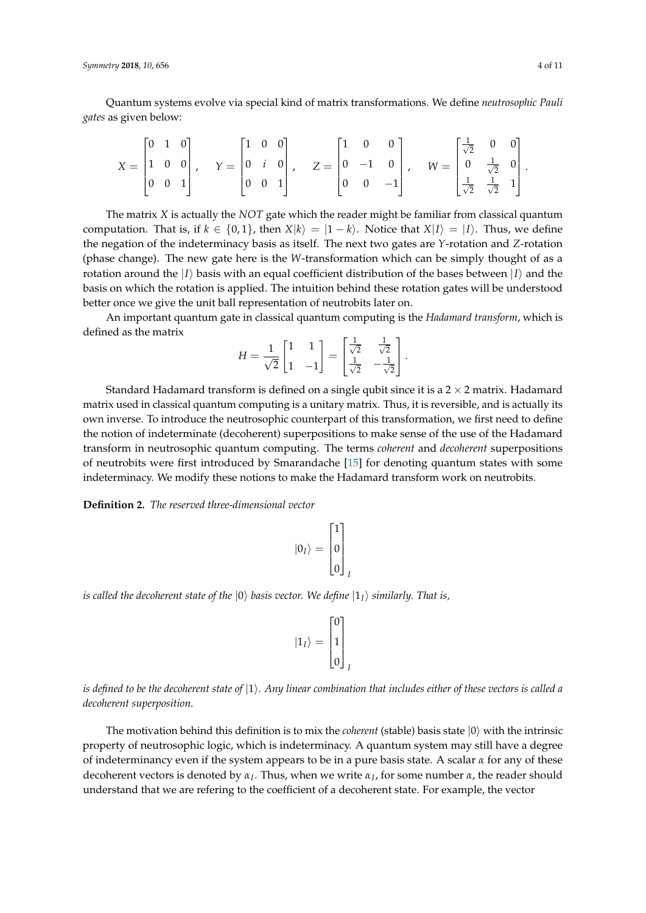Quantum systems evolve via special kind of matrix transformations. We define *neutrosophic Pauli gates* as given below:

$$X = \begin{bmatrix} 0 & 1 & 0 \\ 1 & 0 & 0 \\ 0 & 0 & 1 \end{bmatrix}, \quad Y = \begin{bmatrix} 1 & 0 & 0 \\ 0 & i & 0 \\ 0 & 0 & 1 \end{bmatrix}, \quad Z = \begin{bmatrix} 1 & 0 & 0 \\ 0 & -1 & 0 \\ 0 & 0 & -1 \end{bmatrix}, \quad W = \begin{bmatrix} \frac{1}{\sqrt{2}} & 0 & 0 \\ 0 & \frac{1}{\sqrt{2}} & 0 \\ \frac{1}{\sqrt{2}} & \frac{1}{\sqrt{2}} & 1 \end{bmatrix}.$$

The matrix $X$ is actually the *NOT* gate which the reader might be familiar from classical quantum computation. That is, if $k \in \{0, 1\}$, then $X|k\rangle = |1-k\rangle$. Notice that $X|I\rangle = |I\rangle$. Thus, we define the negation of the indeterminacy basis as itself. The next two gates are $Y$-rotation and $Z$-rotation (phase change). The new gate here is the $W$-transformation which can be simply thought of as a rotation around the $|I\rangle$ basis with an equal coefficient distribution of the bases between $|I\rangle$ and the basis on which the rotation is applied. The intuition behind these rotation gates will be understood better once we give the unit ball representation of neutrobits later on.

An important quantum gate in classical quantum computing is the *Hadamard transform*, which is defined as the matrix

$$H = \frac{1}{\sqrt{2}} \begin{bmatrix} 1 & 1 \\ 1 & -1 \end{bmatrix} = \begin{bmatrix} \frac{1}{\sqrt{2}} & \frac{1}{\sqrt{2}} \\ \frac{1}{\sqrt{2}} & -\frac{1}{\sqrt{2}} \end{bmatrix}.$$

Standard Hadamard transform is defined on a single qubit since it is a $2 \times 2$ matrix. Hadamard matrix used in classical quantum computing is a unitary matrix. Thus, it is reversible, and is actually its own inverse. To introduce the neutrosophic counterpart of this transformation, we first need to define the notion of indeterminate (decoherent) superpositions to make sense of the use of the Hadamard transform in neutrosophic quantum computing. The terms *coherent* and *decoherent* superpositions of neutrobits were first introduced by Smarandache [15] for denoting quantum states with some indeterminacy. We modify these notions to make the Hadamard transform work on neutrobits.

**Definition 2.** *The reserved three-dimensional vector*

$$|0_I\rangle = \begin{bmatrix} 1 \\ 0 \\ 0 \end{bmatrix}_I$$

*is called the decoherent state of the $|0\rangle$ basis vector. We define $|1_I\rangle$ similarly. That is,*

$$|1_I\rangle = \begin{bmatrix} 0 \\ 1 \\ 0 \end{bmatrix}_I$$

*is defined to be the decoherent state of $|1\rangle$. Any linear combination that includes either of these vectors is called a decoherent superposition.*

The motivation behind this definition is to mix the *coherent* (stable) basis state $|0\rangle$ with the intrinsic property of neutrosophic logic, which is indeterminacy. A quantum system may still have a degree of indeterminancy even if the system appears to be in a pure basis state. A scalar $\alpha$ for any of these decoherent vectors is denoted by $\alpha_I$. Thus, when we write $\alpha_I$, for some number $\alpha$, the reader should understand that we are refering to the coefficient of a decoherent state. For example, the vector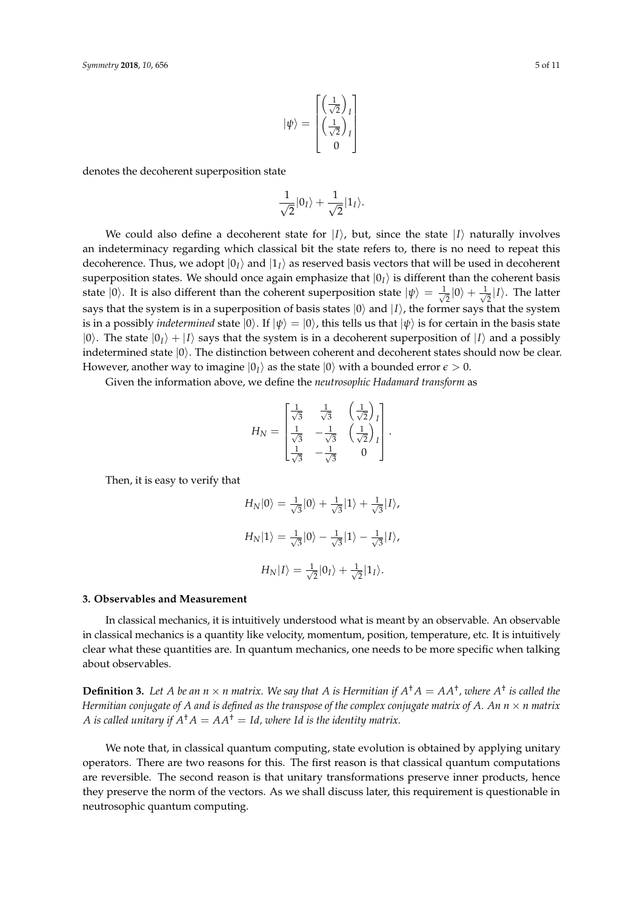$$|\psi\rangle = \begin{bmatrix} \left(\frac{1}{\sqrt{2}}\right)_I \\ \left(\frac{1}{\sqrt{2}}\right)_I \\ 0 \end{bmatrix}$$

denotes the decoherent superposition state

$$\frac{1}{\sqrt{2}}|0_I\rangle + \frac{1}{\sqrt{2}}|1_I\rangle.$$

We could also define a decoherent state for $|I\rangle$, but, since the state $|I\rangle$ naturally involves an indeterminacy regarding which classical bit the state refers to, there is no need to repeat this decoherence. Thus, we adopt $|0_I\rangle$ and $|1_I\rangle$ as reserved basis vectors that will be used in decoherent superposition states. We should once again emphasize that $|0_I\rangle$ is different than the coherent basis state $|0\rangle$. It is also different than the coherent superposition state $|\psi\rangle = \frac{1}{\sqrt{2}}|0\rangle + \frac{1}{\sqrt{2}}|I\rangle$. The latter says that the system is in a superposition of basis states $|0\rangle$ and $|I\rangle$, the former says that the system is in a possibly *indetermined* state $|0\rangle$. If $|\psi\rangle = |0\rangle$, this tells us that $|\psi\rangle$ is for certain in the basis state $|0\rangle$. The state $|0_I\rangle + |I\rangle$ says that the system is in a decoherent superposition of $|I\rangle$ and a possibly indetermined state $|0\rangle$. The distinction between coherent and decoherent states should now be clear. However, another way to imagine $|0_I\rangle$ as the state $|0\rangle$ with a bounded error $\epsilon > 0$.

Given the information above, we define the *neutrosophic Hadamard transform* as

$$H_N = \begin{bmatrix} \frac{1}{\sqrt{3}} & \frac{1}{\sqrt{3}} & \left(\frac{1}{\sqrt{2}}\right)_I \\ \frac{1}{\sqrt{3}} & -\frac{1}{\sqrt{3}} & \left(\frac{1}{\sqrt{2}}\right)_I \\ \frac{1}{\sqrt{3}} & -\frac{1}{\sqrt{3}} & 0 \end{bmatrix}.$$

Then, it is easy to verify that

$$H_N|0\rangle = \tfrac{1}{\sqrt{3}}|0\rangle + \tfrac{1}{\sqrt{3}}|1\rangle + \tfrac{1}{\sqrt{3}}|I\rangle,$$

$$H_N|1\rangle = \tfrac{1}{\sqrt{3}}|0\rangle - \tfrac{1}{\sqrt{3}}|1\rangle - \tfrac{1}{\sqrt{3}}|I\rangle,$$

$$H_N|I\rangle = \tfrac{1}{\sqrt{2}}|0_I\rangle + \tfrac{1}{\sqrt{2}}|1_I\rangle.$$

## 3. Observables and Measurement

In classical mechanics, it is intuitively understood what is meant by an observable. An observable in classical mechanics is a quantity like velocity, momentum, position, temperature, etc. It is intuitively clear what these quantities are. In quantum mechanics, one needs to be more specific when talking about observables.

**Definition 3.** *Let $A$ be an $n \times n$ matrix. We say that $A$ is Hermitian if $A^\dagger A = AA^\dagger$, where $A^\dagger$ is called the Hermitian conjugate of $A$ and is defined as the transpose of the complex conjugate matrix of $A$. An $n \times n$ matrix $A$ is called unitary if $A^\dagger A = AA^\dagger = Id$, where $Id$ is the identity matrix.*

We note that, in classical quantum computing, state evolution is obtained by applying unitary operators. There are two reasons for this. The first reason is that classical quantum computations are reversible. The second reason is that unitary transformations preserve inner products, hence they preserve the norm of the vectors. As we shall discuss later, this requirement is questionable in neutrosophic quantum computing.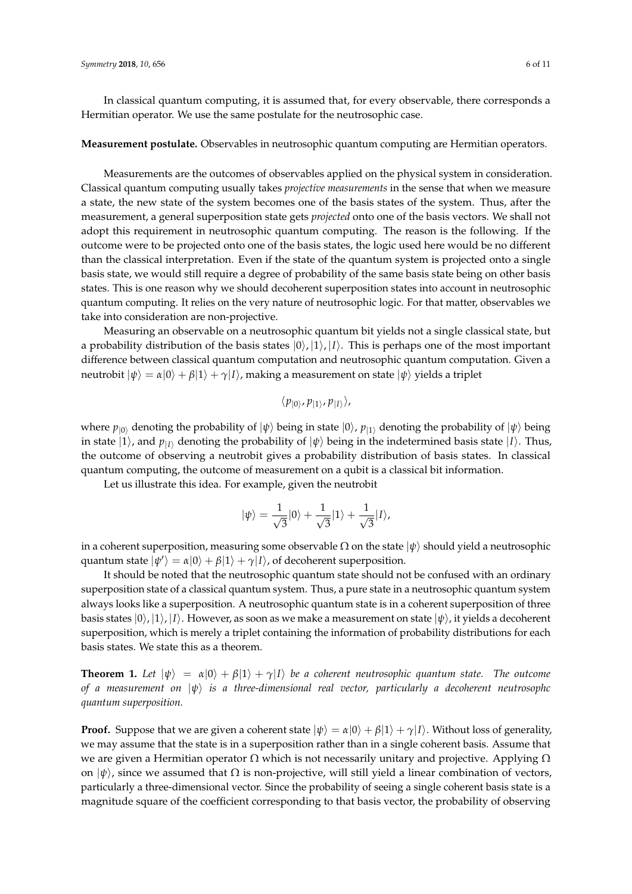In classical quantum computing, it is assumed that, for every observable, there corresponds a Hermitian operator. We use the same postulate for the neutrosophic case.

**Measurement postulate.** Observables in neutrosophic quantum computing are Hermitian operators.

Measurements are the outcomes of observables applied on the physical system in consideration. Classical quantum computing usually takes *projective measurements* in the sense that when we measure a state, the new state of the system becomes one of the basis states of the system. Thus, after the measurement, a general superposition state gets *projected* onto one of the basis vectors. We shall not adopt this requirement in neutrosophic quantum computing. The reason is the following. If the outcome were to be projected onto one of the basis states, the logic used here would be no different than the classical interpretation. Even if the state of the quantum system is projected onto a single basis state, we would still require a degree of probability of the same basis state being on other basis states. This is one reason why we should decoherent superposition states into account in neutrosophic quantum computing. It relies on the very nature of neutrosophic logic. For that matter, observables we take into consideration are non-projective.

Measuring an observable on a neutrosophic quantum bit yields not a single classical state, but a probability distribution of the basis states $|0\rangle, |1\rangle, |I\rangle$. This is perhaps one of the most important difference between classical quantum computation and neutrosophic quantum computation. Given a neutrobit $|\psi\rangle = \alpha|0\rangle + \beta|1\rangle + \gamma|I\rangle$, making a measurement on state $|\psi\rangle$ yields a triplet

$$\langle p_{|0\rangle}, p_{|1\rangle}, p_{|I\rangle} \rangle,$$

where $p_{|0\rangle}$ denoting the probability of $|\psi\rangle$ being in state $|0\rangle$, $p_{|1\rangle}$ denoting the probability of $|\psi\rangle$ being in state $|1\rangle$, and $p_{|I\rangle}$ denoting the probability of $|\psi\rangle$ being in the indetermined basis state $|I\rangle$. Thus, the outcome of observing a neutrobit gives a probability distribution of basis states. In classical quantum computing, the outcome of measurement on a qubit is a classical bit information.

Let us illustrate this idea. For example, given the neutrobit

$$|\psi\rangle = \frac{1}{\sqrt{3}}|0\rangle + \frac{1}{\sqrt{3}}|1\rangle + \frac{1}{\sqrt{3}}|I\rangle,$$

in a coherent superposition, measuring some observable $\Omega$ on the state $|\psi\rangle$ should yield a neutrosophic quantum state $|\psi'\rangle = \alpha|0\rangle + \beta|1\rangle + \gamma|I\rangle$, of decoherent superposition.

It should be noted that the neutrosophic quantum state should not be confused with an ordinary superposition state of a classical quantum system. Thus, a pure state in a neutrosophic quantum system always looks like a superposition. A neutrosophic quantum state is in a coherent superposition of three basis states $|0\rangle, |1\rangle, |I\rangle$. However, as soon as we make a measurement on state $|\psi\rangle$, it yields a decoherent superposition, which is merely a triplet containing the information of probability distributions for each basis states. We state this as a theorem.

**Theorem 1.** *Let $|\psi\rangle = \alpha|0\rangle + \beta|1\rangle + \gamma|I\rangle$ be a coherent neutrosophic quantum state. The outcome of a measurement on $|\psi\rangle$ is a three-dimensional real vector, particularly a decoherent neutrosophc quantum superposition.*

**Proof.** Suppose that we are given a coherent state $|\psi\rangle = \alpha|0\rangle + \beta|1\rangle + \gamma|I\rangle$. Without loss of generality, we may assume that the state is in a superposition rather than in a single coherent basis. Assume that we are given a Hermitian operator $\Omega$ which is not necessarily unitary and projective. Applying $\Omega$ on $|\psi\rangle$, since we assumed that $\Omega$ is non-projective, will still yield a linear combination of vectors, particularly a three-dimensional vector. Since the probability of seeing a single coherent basis state is a magnitude square of the coefficient corresponding to that basis vector, the probability of observing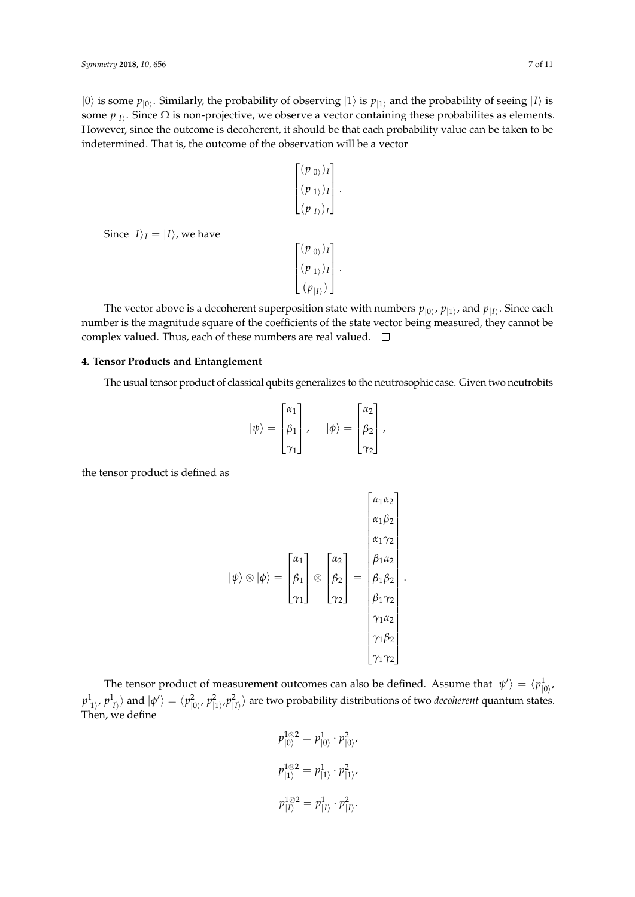$|0\rangle$ is some $p_{|0\rangle}$. Similarly, the probability of observing $|1\rangle$ is $p_{|1\rangle}$ and the probability of seeing $|I\rangle$ is some $p_{|I\rangle}$. Since $\Omega$ is non-projective, we observe a vector containing these probabilites as elements. However, since the outcome is decoherent, it should be that each probability value can be taken to be indetermined. That is, the outcome of the observation will be a vector

$$\begin{bmatrix} (p_{|0\rangle})_I \\ (p_{|1\rangle})_I \\ (p_{|I\rangle})_I \end{bmatrix}.$$

Since $|I\rangle_I = |I\rangle$, we have

$$\begin{bmatrix} (p_{|0\rangle})_I \\ (p_{|1\rangle})_I \\ (p_{|I\rangle}) \end{bmatrix}.$$

The vector above is a decoherent superposition state with numbers $p_{|0\rangle}$, $p_{|1\rangle}$, and $p_{|I\rangle}$. Since each number is the magnitude square of the coefficients of the state vector being measured, they cannot be complex valued. Thus, each of these numbers are real valued. □

## 4. Tensor Products and Entanglement

The usual tensor product of classical qubits generalizes to the neutrosophic case. Given two neutrobits

$$|\psi\rangle = \begin{bmatrix} \alpha_1 \\ \beta_1 \\ \gamma_1 \end{bmatrix}, \quad |\phi\rangle = \begin{bmatrix} \alpha_2 \\ \beta_2 \\ \gamma_2 \end{bmatrix},$$

the tensor product is defined as

$$|\psi\rangle \otimes |\phi\rangle = \begin{bmatrix} \alpha_1 \\ \beta_1 \\ \gamma_1 \end{bmatrix} \otimes \begin{bmatrix} \alpha_2 \\ \beta_2 \\ \gamma_2 \end{bmatrix} = \begin{bmatrix} \alpha_1\alpha_2 \\ \alpha_1\beta_2 \\ \alpha_1\gamma_2 \\ \beta_1\alpha_2 \\ \beta_1\beta_2 \\ \beta_1\gamma_2 \\ \gamma_1\alpha_2 \\ \gamma_1\beta_2 \\ \gamma_1\gamma_2 \end{bmatrix}.$$

The tensor product of measurement outcomes can also be defined. Assume that $|\psi'\rangle = \langle p^1_{|0\rangle}, p^1_{|1\rangle}, p^1_{|I\rangle}\rangle$ and $|\phi'\rangle = \langle p^2_{|0\rangle}, p^2_{|1\rangle}, p^2_{|I\rangle}\rangle$ are two probability distributions of two *decoherent* quantum states. Then, we define

$$p^{1\otimes 2}_{|0\rangle} = p^1_{|0\rangle} \cdot p^2_{|0\rangle},$$

$$p^{1\otimes 2}_{|1\rangle} = p^1_{|1\rangle} \cdot p^2_{|1\rangle},$$

$$p^{1\otimes 2}_{|I\rangle} = p^1_{|I\rangle} \cdot p^2_{|I\rangle}.$$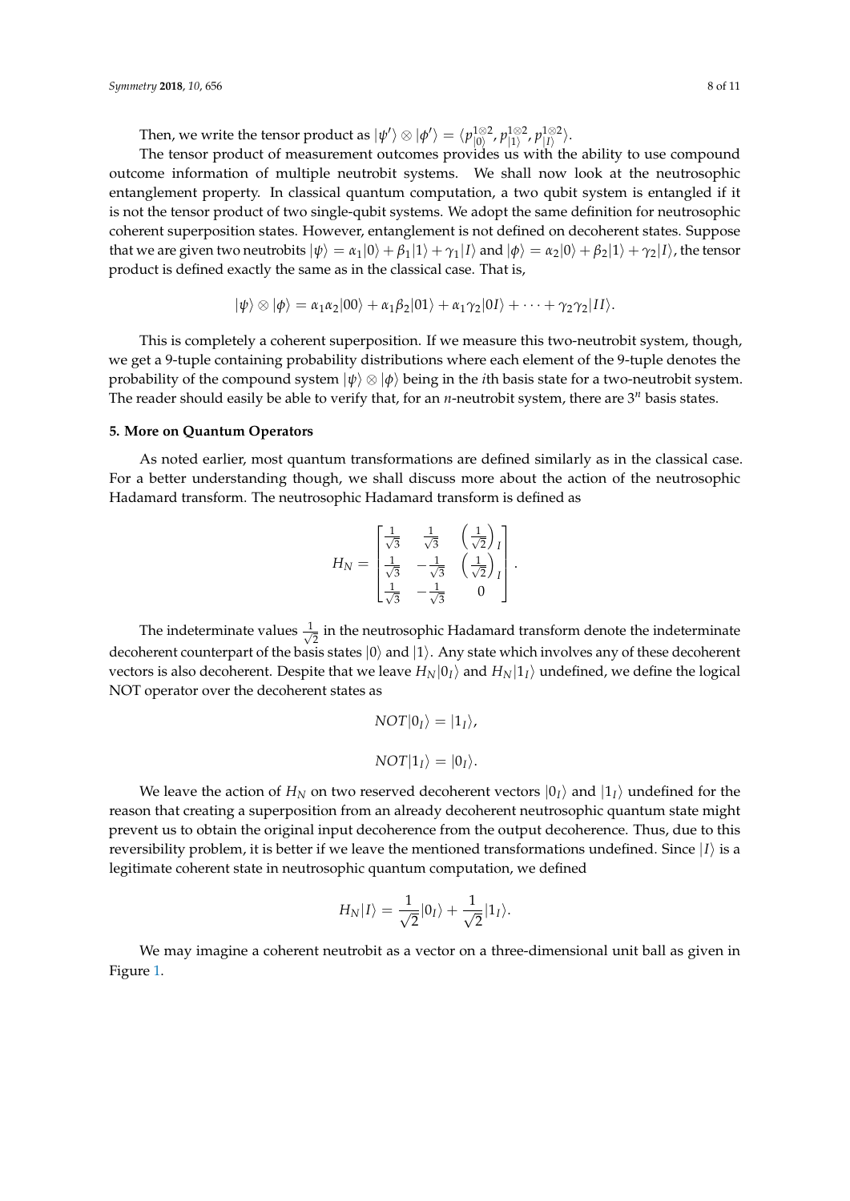Then, we write the tensor product as $|\psi'\rangle \otimes |\phi'\rangle = \langle p^{1\otimes 2}_{|0\rangle}, p^{1\otimes 2}_{|1\rangle}, p^{1\otimes 2}_{|I\rangle}\rangle$.

The tensor product of measurement outcomes provides us with the ability to use compound outcome information of multiple neutrobit systems. We shall now look at the neutrosophic entanglement property. In classical quantum computation, a two qubit system is entangled if it is not the tensor product of two single-qubit systems. We adopt the same definition for neutrosophic coherent superposition states. However, entanglement is not defined on decoherent states. Suppose that we are given two neutrobits $|\psi\rangle = \alpha_1|0\rangle + \beta_1|1\rangle + \gamma_1|I\rangle$ and $|\phi\rangle = \alpha_2|0\rangle + \beta_2|1\rangle + \gamma_2|I\rangle$, the tensor product is defined exactly the same as in the classical case. That is,

$$|\psi\rangle \otimes |\phi\rangle = \alpha_1\alpha_2|00\rangle + \alpha_1\beta_2|01\rangle + \alpha_1\gamma_2|0I\rangle + \cdots + \gamma_2\gamma_2|II\rangle.$$

This is completely a coherent superposition. If we measure this two-neutrobit system, though, we get a 9-tuple containing probability distributions where each element of the 9-tuple denotes the probability of the compound system $|\psi\rangle \otimes |\phi\rangle$ being in the $i$th basis state for a two-neutrobit system. The reader should easily be able to verify that, for an $n$-neutrobit system, there are $3^n$ basis states.

## 5. More on Quantum Operators

As noted earlier, most quantum transformations are defined similarly as in the classical case. For a better understanding though, we shall discuss more about the action of the neutrosophic Hadamard transform. The neutrosophic Hadamard transform is defined as

$$H_N = \begin{bmatrix} \frac{1}{\sqrt{3}} & \frac{1}{\sqrt{3}} & \left(\frac{1}{\sqrt{2}}\right)_I \\ \frac{1}{\sqrt{3}} & -\frac{1}{\sqrt{3}} & \left(\frac{1}{\sqrt{2}}\right)_I \\ \frac{1}{\sqrt{3}} & -\frac{1}{\sqrt{3}} & 0 \end{bmatrix}.$$

The indeterminate values $\frac{1}{\sqrt{2}}$ in the neutrosophic Hadamard transform denote the indeterminate decoherent counterpart of the basis states $|0\rangle$ and $|1\rangle$. Any state which involves any of these decoherent vectors is also decoherent. Despite that we leave $H_N|0_I\rangle$ and $H_N|1_I\rangle$ undefined, we define the logical NOT operator over the decoherent states as

$$NOT|0_I\rangle = |1_I\rangle,$$

$$NOT|1_I\rangle = |0_I\rangle.$$

We leave the action of $H_N$ on two reserved decoherent vectors $|0_I\rangle$ and $|1_I\rangle$ undefined for the reason that creating a superposition from an already decoherent neutrosophic quantum state might prevent us to obtain the original input decoherence from the output decoherence. Thus, due to this reversibility problem, it is better if we leave the mentioned transformations undefined. Since $|I\rangle$ is a legitimate coherent state in neutrosophic quantum computation, we defined

$$H_N|I\rangle = \frac{1}{\sqrt{2}}|0_I\rangle + \frac{1}{\sqrt{2}}|1_I\rangle.$$

We may imagine a coherent neutrobit as a vector on a three-dimensional unit ball as given in Figure 1.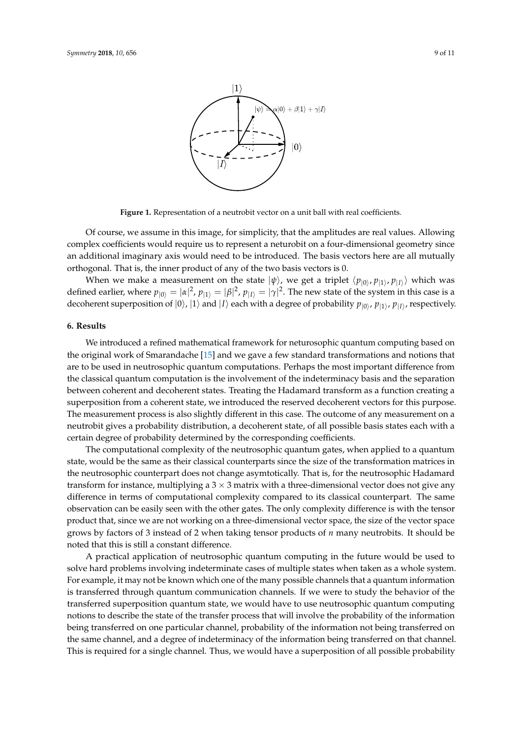**Figure 1.** Representation of a neutrobit vector on a unit ball with real coefficients.

Of course, we assume in this image, for simplicity, that the amplitudes are real values. Allowing complex coefficients would require us to represent a neturobit on a four-dimensional geometry since an additional imaginary axis would need to be introduced. The basis vectors here are all mutually orthogonal. That is, the inner product of any of the two basis vectors is 0.

When we make a measurement on the state $|\psi\rangle$, we get a triplet $\langle p_{|0\rangle}, p_{|1\rangle}, p_{|I\rangle}\rangle$ which was defined earlier, where $p_{|0\rangle} = |\alpha|^2$, $p_{|1\rangle} = |\beta|^2$, $p_{|I\rangle} = |\gamma|^2$. The new state of the system in this case is a decoherent superposition of $|0\rangle$, $|1\rangle$ and $|I\rangle$ each with a degree of probability $p_{|0\rangle}$, $p_{|1\rangle}$, $p_{|I\rangle}$, respectively.

## 6. Results

We introduced a refined mathematical framework for neturosophic quantum computing based on the original work of Smarandache [15] and we gave a few standard transformations and notions that are to be used in neutrosophic quantum computations. Perhaps the most important difference from the classical quantum computation is the involvement of the indeterminacy basis and the separation between coherent and decoherent states. Treating the Hadamard transform as a function creating a superposition from a coherent state, we introduced the reserved decoherent vectors for this purpose. The measurement process is also slightly different in this case. The outcome of any measurement on a neutrobit gives a probability distribution, a decoherent state, of all possible basis states each with a certain degree of probability determined by the corresponding coefficients.

The computational complexity of the neutrosophic quantum gates, when applied to a quantum state, would be the same as their classical counterparts since the size of the transformation matrices in the neutrosophic counterpart does not change asymtotically. That is, for the neutrosophic Hadamard transform for instance, multiplying a $3 \times 3$ matrix with a three-dimensional vector does not give any difference in terms of computational complexity compared to its classical counterpart. The same observation can be easily seen with the other gates. The only complexity difference is with the tensor product that, since we are not working on a three-dimensional vector space, the size of the vector space grows by factors of 3 instead of 2 when taking tensor products of $n$ many neutrobits. It should be noted that this is still a constant difference.

A practical application of neutrosophic quantum computing in the future would be used to solve hard problems involving indeterminate cases of multiple states when taken as a whole system. For example, it may not be known which one of the many possible channels that a quantum information is transferred through quantum communication channels. If we were to study the behavior of the transferred superposition quantum state, we would have to use neutrosophic quantum computing notions to describe the state of the transfer process that will involve the probability of the information being transferred on one particular channel, probability of the information not being transferred on the same channel, and a degree of indeterminacy of the information being transferred on that channel. This is required for a single channel. Thus, we would have a superposition of all possible probability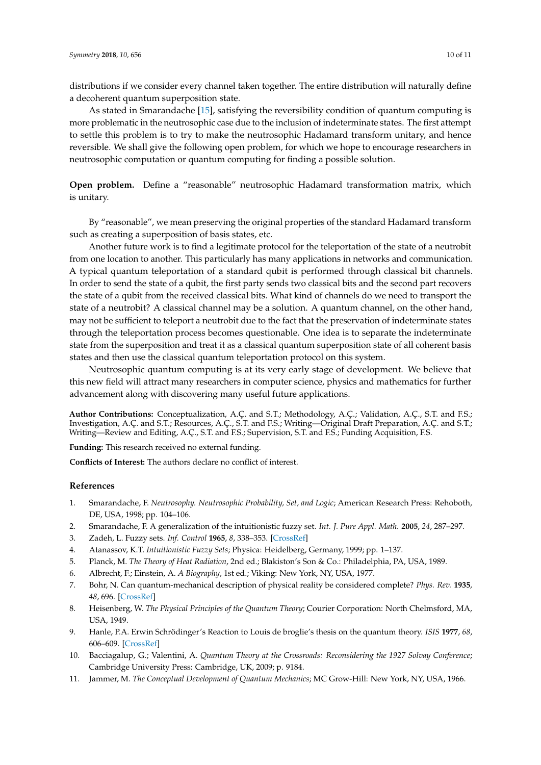distributions if we consider every channel taken together. The entire distribution will naturally define a decoherent quantum superposition state.

As stated in Smarandache [15], satisfying the reversibility condition of quantum computing is more problematic in the neutrosophic case due to the inclusion of indeterminate states. The first attempt to settle this problem is to try to make the neutrosophic Hadamard transform unitary, and hence reversible. We shall give the following open problem, for which we hope to encourage researchers in neutrosophic computation or quantum computing for finding a possible solution.

**Open problem.** Define a "reasonable" neutrosophic Hadamard transformation matrix, which is unitary.

By "reasonable", we mean preserving the original properties of the standard Hadamard transform such as creating a superposition of basis states, etc.

Another future work is to find a legitimate protocol for the teleportation of the state of a neutrobit from one location to another. This particularly has many applications in networks and communication. A typical quantum teleportation of a standard qubit is performed through classical bit channels. In order to send the state of a qubit, the first party sends two classical bits and the second part recovers the state of a qubit from the received classical bits. What kind of channels do we need to transport the state of a neutrobit? A classical channel may be a solution. A quantum channel, on the other hand, may not be sufficient to teleport a neutrobit due to the fact that the preservation of indeterminate states through the teleportation process becomes questionable. One idea is to separate the indeterminate state from the superposition and treat it as a classical quantum superposition state of all coherent basis states and then use the classical quantum teleportation protocol on this system.

Neutrosophic quantum computing is at its very early stage of development. We believe that this new field will attract many researchers in computer science, physics and mathematics for further advancement along with discovering many useful future applications.

**Author Contributions:** Conceptualization, A.Ç. and S.T.; Methodology, A.Ç.; Validation, A.Ç., S.T. and F.S.; Investigation, A.Ç. and S.T.; Resources, A.Ç., S.T. and F.S.; Writing—Original Draft Preparation, A.Ç. and S.T.; Writing—Review and Editing, A.Ç., S.T. and F.S.; Supervision, S.T. and F.S.; Funding Acquisition, F.S.

**Funding:** This research received no external funding.

**Conflicts of Interest:** The authors declare no conflict of interest.

## References

1. Smarandache, F. *Neutrosophy. Neutrosophic Probability, Set, and Logic*; American Research Press: Rehoboth, DE, USA, 1998; pp. 104–106.
2. Smarandache, F. A generalization of the intuitionistic fuzzy set. *Int. J. Pure Appl. Math.* **2005**, *24*, 287–297.
3. Zadeh, L. Fuzzy sets. *Inf. Control* **1965**, *8*, 338–353. [CrossRef]
4. Atanassov, K.T. *Intuitionistic Fuzzy Sets*; Physica: Heidelberg, Germany, 1999; pp. 1–137.
5. Planck, M. *The Theory of Heat Radiation*, 2nd ed.; Blakiston's Son & Co.: Philadelphia, PA, USA, 1989.
6. Albrecht, F.; Einstein, A. *A Biography*, 1st ed.; Viking: New York, NY, USA, 1977.
7. Bohr, N. Can quantum-mechanical description of physical reality be considered complete? *Phys. Rev.* **1935**, *48*, 696. [CrossRef]
8. Heisenberg, W. *The Physical Principles of the Quantum Theory*; Courier Corporation: North Chelmsford, MA, USA, 1949.
9. Hanle, P.A. Erwin Schrödinger's Reaction to Louis de broglie's thesis on the quantum theory. *ISIS* **1977**, *68*, 606–609. [CrossRef]
10. Bacciagalup, G.; Valentini, A. *Quantum Theory at the Crossroads: Reconsidering the 1927 Solvay Conference*; Cambridge University Press: Cambridge, UK, 2009; p. 9184.
11. Jammer, M. *The Conceptual Development of Quantum Mechanics*; MC Grow-Hill: New York, NY, USA, 1966.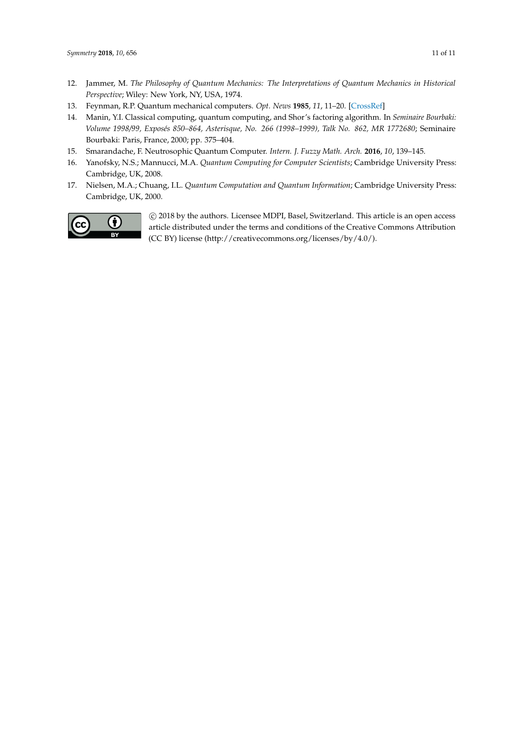12. Jammer, M. *The Philosophy of Quantum Mechanics: The Interpretations of Quantum Mechanics in Historical Perspective*; Wiley: New York, NY, USA, 1974.
13. Feynman, R.P. Quantum mechanical computers. *Opt. News* **1985**, *11*, 11–20. [CrossRef]
14. Manin, Y.I. Classical computing, quantum computing, and Shor's factoring algorithm. In *Seminaire Bourbaki: Volume 1998/99, Exposés 850–864, Asterisque, No. 266 (1998–1999), Talk No. 862, MR 1772680*; Seminaire Bourbaki: Paris, France, 2000; pp. 375–404.
15. Smarandache, F. Neutrosophic Quantum Computer. *Intern. J. Fuzzy Math. Arch.* **2016**, *10*, 139–145.
16. Yanofsky, N.S.; Mannucci, M.A. *Quantum Computing for Computer Scientists*; Cambridge University Press: Cambridge, UK, 2008.
17. Nielsen, M.A.; Chuang, I.L. *Quantum Computation and Quantum Information*; Cambridge University Press: Cambridge, UK, 2000.

© 2018 by the authors. Licensee MDPI, Basel, Switzerland. This article is an open access article distributed under the terms and conditions of the Creative Commons Attribution (CC BY) license (http://creativecommons.org/licenses/by/4.0/).